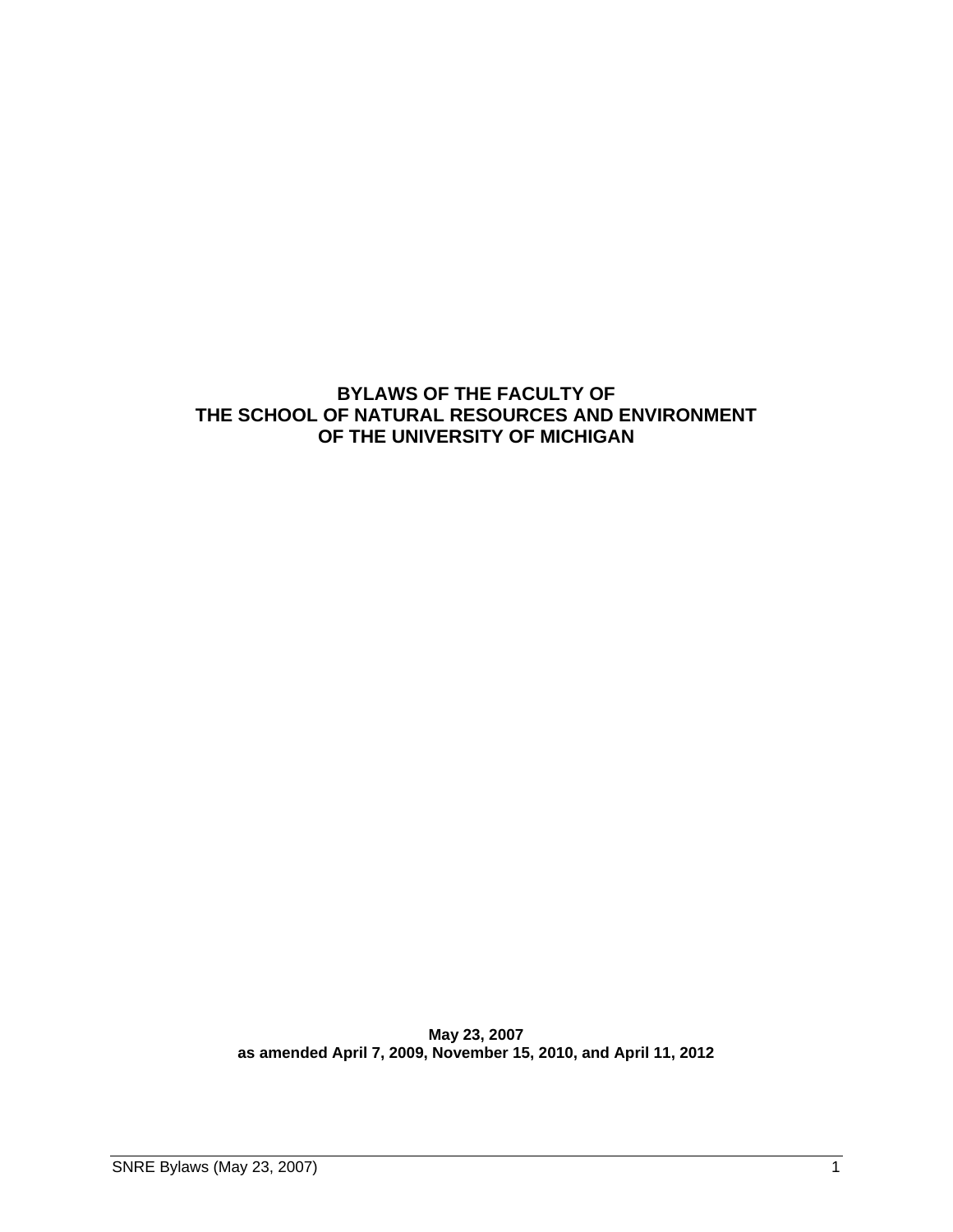# BYLAWS OF THE FACULTY OF THE SCHOOL OF NATURAL RESOURCES AND ENVIRONMENT OF THE UNIVERSITY OF MICHIGAN

**May 23, 2007**
**as amended April 7, 2009, November 15, 2010, and April 11, 2012**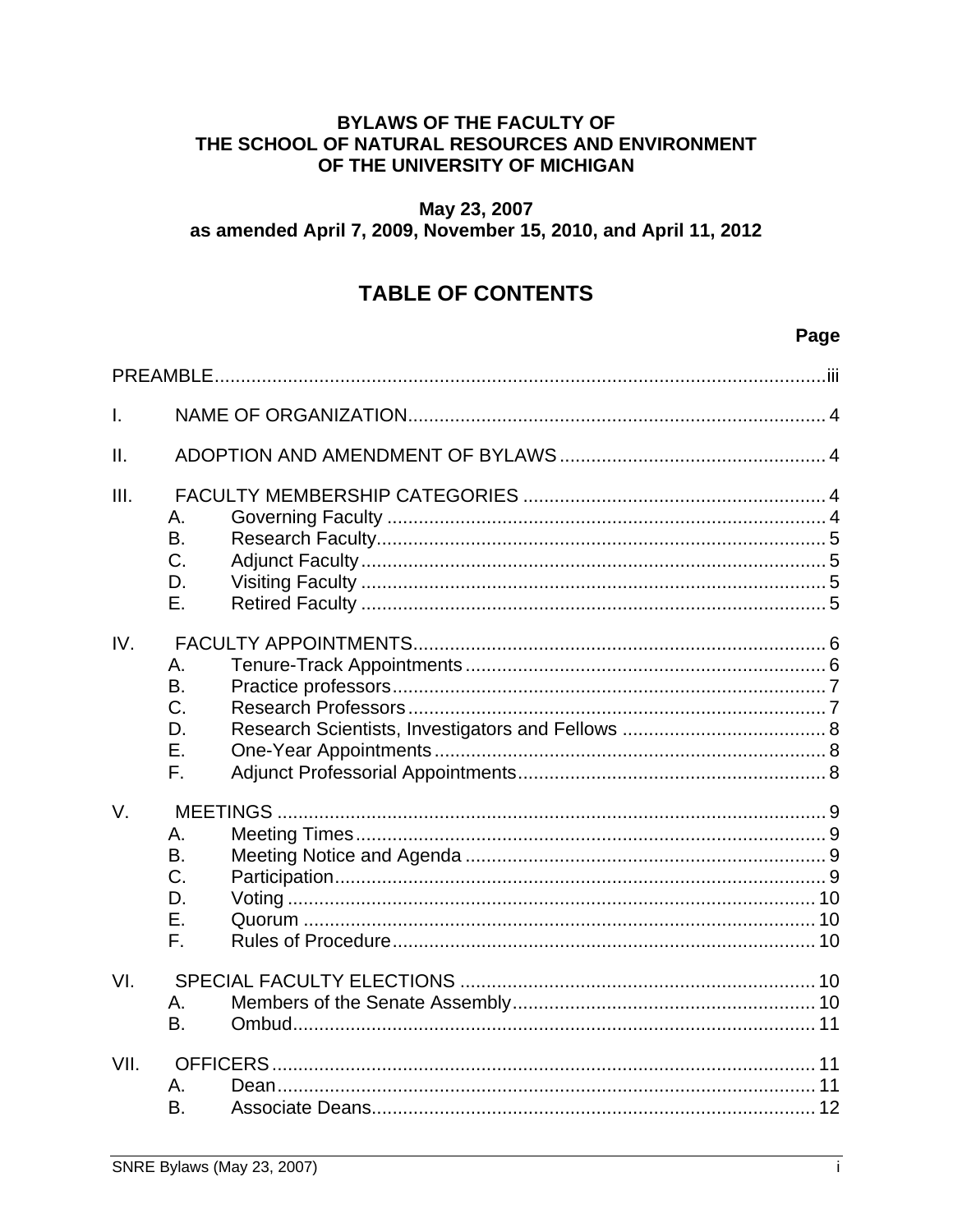**BYLAWS OF THE FACULTY OF
THE SCHOOL OF NATURAL RESOURCES AND ENVIRONMENT
OF THE UNIVERSITY OF MICHIGAN**

**May 23, 2007
as amended April 7, 2009, November 15, 2010, and April 11, 2012**

# TABLE OF CONTENTS

| | | | Page |
|---|---|---|---|
| PREAMBLE | | | iii |
| I. | NAME OF ORGANIZATION | | 4 |
| II. | ADOPTION AND AMENDMENT OF BYLAWS | | 4 |
| III. | FACULTY MEMBERSHIP CATEGORIES | | 4 |
| | A. | Governing Faculty | 4 |
| | B. | Research Faculty | 5 |
| | C. | Adjunct Faculty | 5 |
| | D. | Visiting Faculty | 5 |
| | E. | Retired Faculty | 5 |
| IV. | FACULTY APPOINTMENTS | | 6 |
| | A. | Tenure-Track Appointments | 6 |
| | B. | Practice professors | 7 |
| | C. | Research Professors | 7 |
| | D. | Research Scientists, Investigators and Fellows | 8 |
| | E. | One-Year Appointments | 8 |
| | F. | Adjunct Professorial Appointments | 8 |
| V. | MEETINGS | | 9 |
| | A. | Meeting Times | 9 |
| | B. | Meeting Notice and Agenda | 9 |
| | C. | Participation | 9 |
| | D. | Voting | 10 |
| | E. | Quorum | 10 |
| | F. | Rules of Procedure | 10 |
| VI. | SPECIAL FACULTY ELECTIONS | | 10 |
| | A. | Members of the Senate Assembly | 10 |
| | B. | Ombud | 11 |
| VII. | OFFICERS | | 11 |
| | A. | Dean | 11 |
| | B. | Associate Deans | 12 |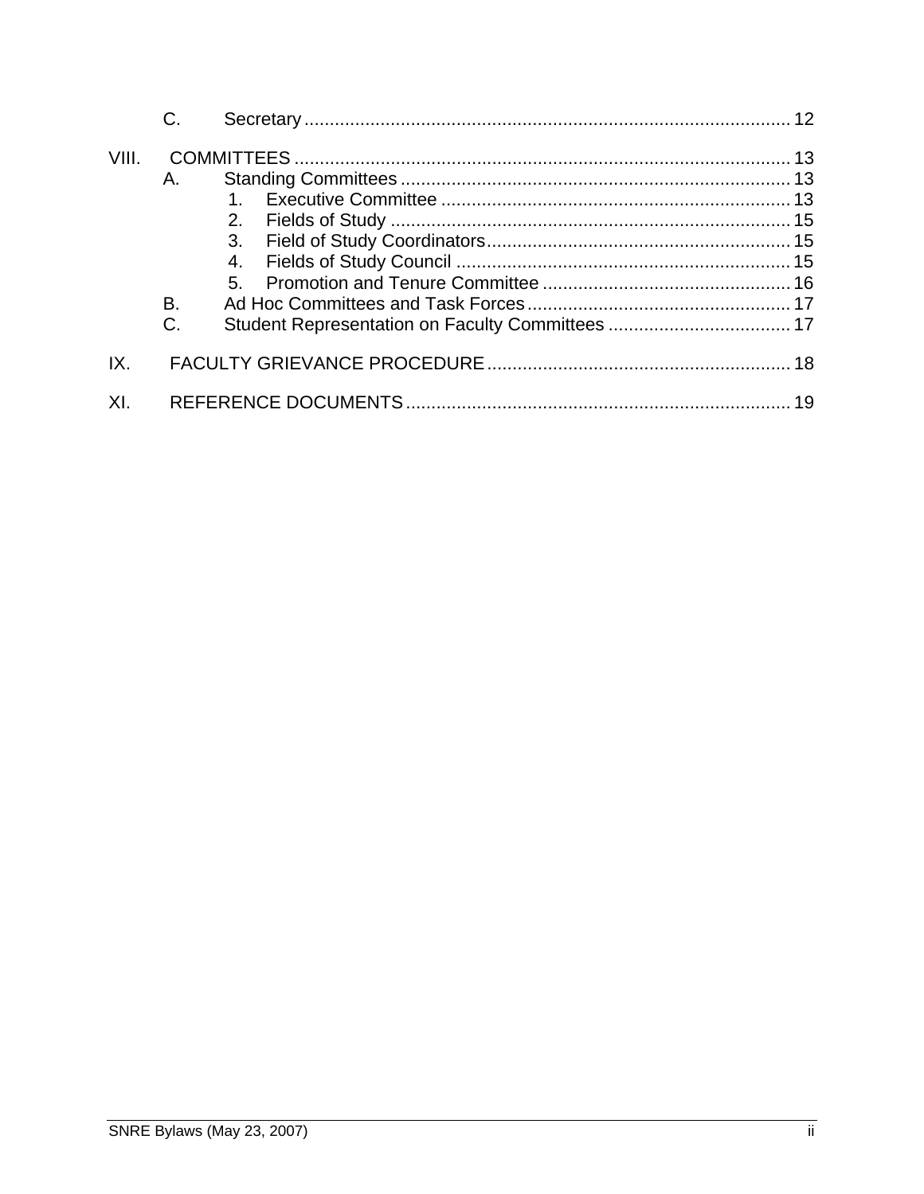C. Secretary ..... 12

VIII. COMMITTEES ..... 13
- A. Standing Committees ..... 13
  1. Executive Committee ..... 13
  2. Fields of Study ..... 15
  3. Field of Study Coordinators ..... 15
  4. Fields of Study Council ..... 15
  5. Promotion and Tenure Committee ..... 16
- B. Ad Hoc Committees and Task Forces ..... 17
- C. Student Representation on Faculty Committees ..... 17

IX. FACULTY GRIEVANCE PROCEDURE ..... 18

XI. REFERENCE DOCUMENTS ..... 19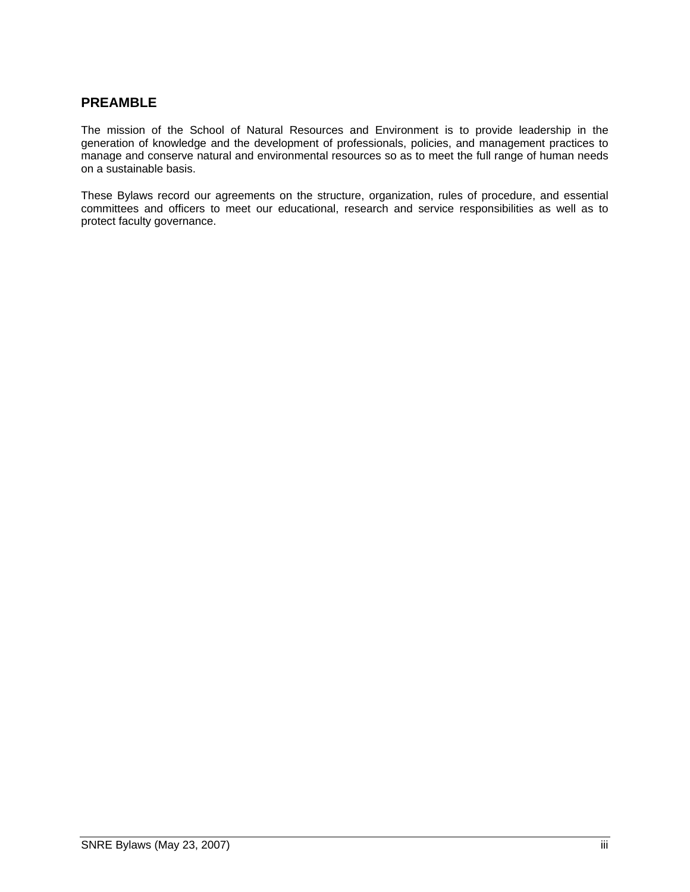## PREAMBLE

The mission of the School of Natural Resources and Environment is to provide leadership in the generation of knowledge and the development of professionals, policies, and management practices to manage and conserve natural and environmental resources so as to meet the full range of human needs on a sustainable basis.

These Bylaws record our agreements on the structure, organization, rules of procedure, and essential committees and officers to meet our educational, research and service responsibilities as well as to protect faculty governance.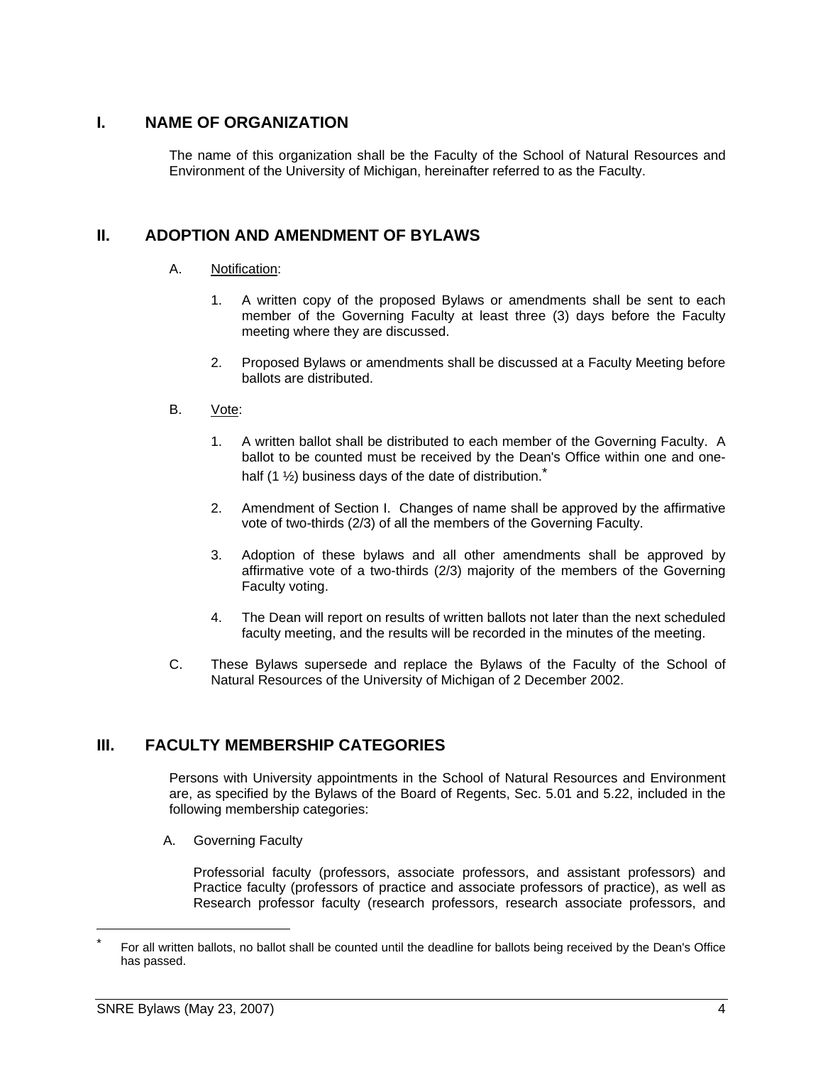## I. NAME OF ORGANIZATION

The name of this organization shall be the Faculty of the School of Natural Resources and Environment of the University of Michigan, hereinafter referred to as the Faculty.

## II. ADOPTION AND AMENDMENT OF BYLAWS

A. Notification:

1. A written copy of the proposed Bylaws or amendments shall be sent to each member of the Governing Faculty at least three (3) days before the Faculty meeting where they are discussed.

2. Proposed Bylaws or amendments shall be discussed at a Faculty Meeting before ballots are distributed.

B. Vote:

1. A written ballot shall be distributed to each member of the Governing Faculty. A ballot to be counted must be received by the Dean's Office within one and one-half (1 ½) business days of the date of distribution.*

2. Amendment of Section I. Changes of name shall be approved by the affirmative vote of two-thirds (2/3) of all the members of the Governing Faculty.

3. Adoption of these bylaws and all other amendments shall be approved by affirmative vote of a two-thirds (2/3) majority of the members of the Governing Faculty voting.

4. The Dean will report on results of written ballots not later than the next scheduled faculty meeting, and the results will be recorded in the minutes of the meeting.

C. These Bylaws supersede and replace the Bylaws of the Faculty of the School of Natural Resources of the University of Michigan of 2 December 2002.

## III. FACULTY MEMBERSHIP CATEGORIES

Persons with University appointments in the School of Natural Resources and Environment are, as specified by the Bylaws of the Board of Regents, Sec. 5.01 and 5.22, included in the following membership categories:

A. Governing Faculty

Professorial faculty (professors, associate professors, and assistant professors) and Practice faculty (professors of practice and associate professors of practice), as well as Research professor faculty (research professors, research associate professors, and

* For all written ballots, no ballot shall be counted until the deadline for ballots being received by the Dean's Office has passed.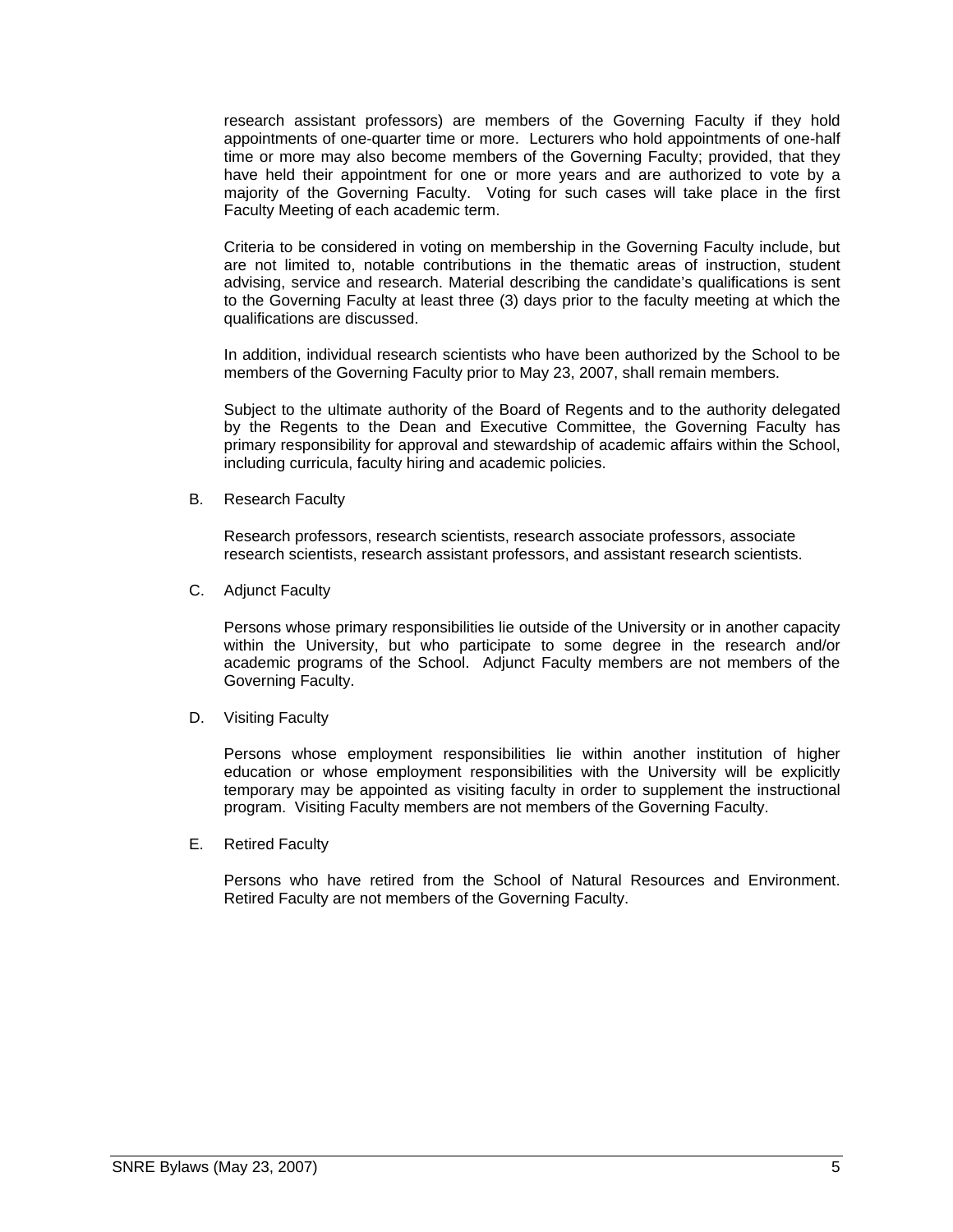research assistant professors) are members of the Governing Faculty if they hold appointments of one-quarter time or more. Lecturers who hold appointments of one-half time or more may also become members of the Governing Faculty; provided, that they have held their appointment for one or more years and are authorized to vote by a majority of the Governing Faculty. Voting for such cases will take place in the first Faculty Meeting of each academic term.

Criteria to be considered in voting on membership in the Governing Faculty include, but are not limited to, notable contributions in the thematic areas of instruction, student advising, service and research. Material describing the candidate's qualifications is sent to the Governing Faculty at least three (3) days prior to the faculty meeting at which the qualifications are discussed.

In addition, individual research scientists who have been authorized by the School to be members of the Governing Faculty prior to May 23, 2007, shall remain members.

Subject to the ultimate authority of the Board of Regents and to the authority delegated by the Regents to the Dean and Executive Committee, the Governing Faculty has primary responsibility for approval and stewardship of academic affairs within the School, including curricula, faculty hiring and academic policies.

B. Research Faculty

Research professors, research scientists, research associate professors, associate research scientists, research assistant professors, and assistant research scientists.

C. Adjunct Faculty

Persons whose primary responsibilities lie outside of the University or in another capacity within the University, but who participate to some degree in the research and/or academic programs of the School. Adjunct Faculty members are not members of the Governing Faculty.

D. Visiting Faculty

Persons whose employment responsibilities lie within another institution of higher education or whose employment responsibilities with the University will be explicitly temporary may be appointed as visiting faculty in order to supplement the instructional program. Visiting Faculty members are not members of the Governing Faculty.

E. Retired Faculty

Persons who have retired from the School of Natural Resources and Environment. Retired Faculty are not members of the Governing Faculty.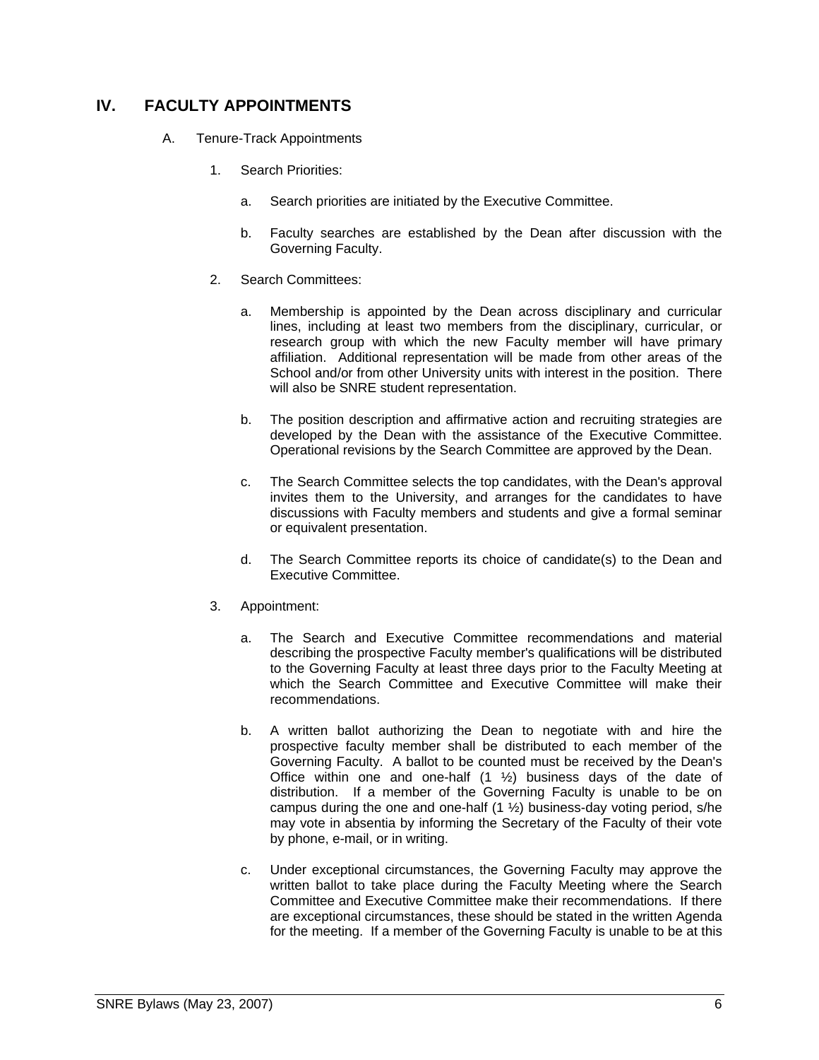## IV. FACULTY APPOINTMENTS

A. Tenure-Track Appointments

1. Search Priorities:

   a. Search priorities are initiated by the Executive Committee.

   b. Faculty searches are established by the Dean after discussion with the Governing Faculty.

2. Search Committees:

   a. Membership is appointed by the Dean across disciplinary and curricular lines, including at least two members from the disciplinary, curricular, or research group with which the new Faculty member will have primary affiliation. Additional representation will be made from other areas of the School and/or from other University units with interest in the position. There will also be SNRE student representation.

   b. The position description and affirmative action and recruiting strategies are developed by the Dean with the assistance of the Executive Committee. Operational revisions by the Search Committee are approved by the Dean.

   c. The Search Committee selects the top candidates, with the Dean's approval invites them to the University, and arranges for the candidates to have discussions with Faculty members and students and give a formal seminar or equivalent presentation.

   d. The Search Committee reports its choice of candidate(s) to the Dean and Executive Committee.

3. Appointment:

   a. The Search and Executive Committee recommendations and material describing the prospective Faculty member's qualifications will be distributed to the Governing Faculty at least three days prior to the Faculty Meeting at which the Search Committee and Executive Committee will make their recommendations.

   b. A written ballot authorizing the Dean to negotiate with and hire the prospective faculty member shall be distributed to each member of the Governing Faculty. A ballot to be counted must be received by the Dean's Office within one and one-half (1 ½) business days of the date of distribution. If a member of the Governing Faculty is unable to be on campus during the one and one-half (1 ½) business-day voting period, s/he may vote in absentia by informing the Secretary of the Faculty of their vote by phone, e-mail, or in writing.

   c. Under exceptional circumstances, the Governing Faculty may approve the written ballot to take place during the Faculty Meeting where the Search Committee and Executive Committee make their recommendations. If there are exceptional circumstances, these should be stated in the written Agenda for the meeting. If a member of the Governing Faculty is unable to be at this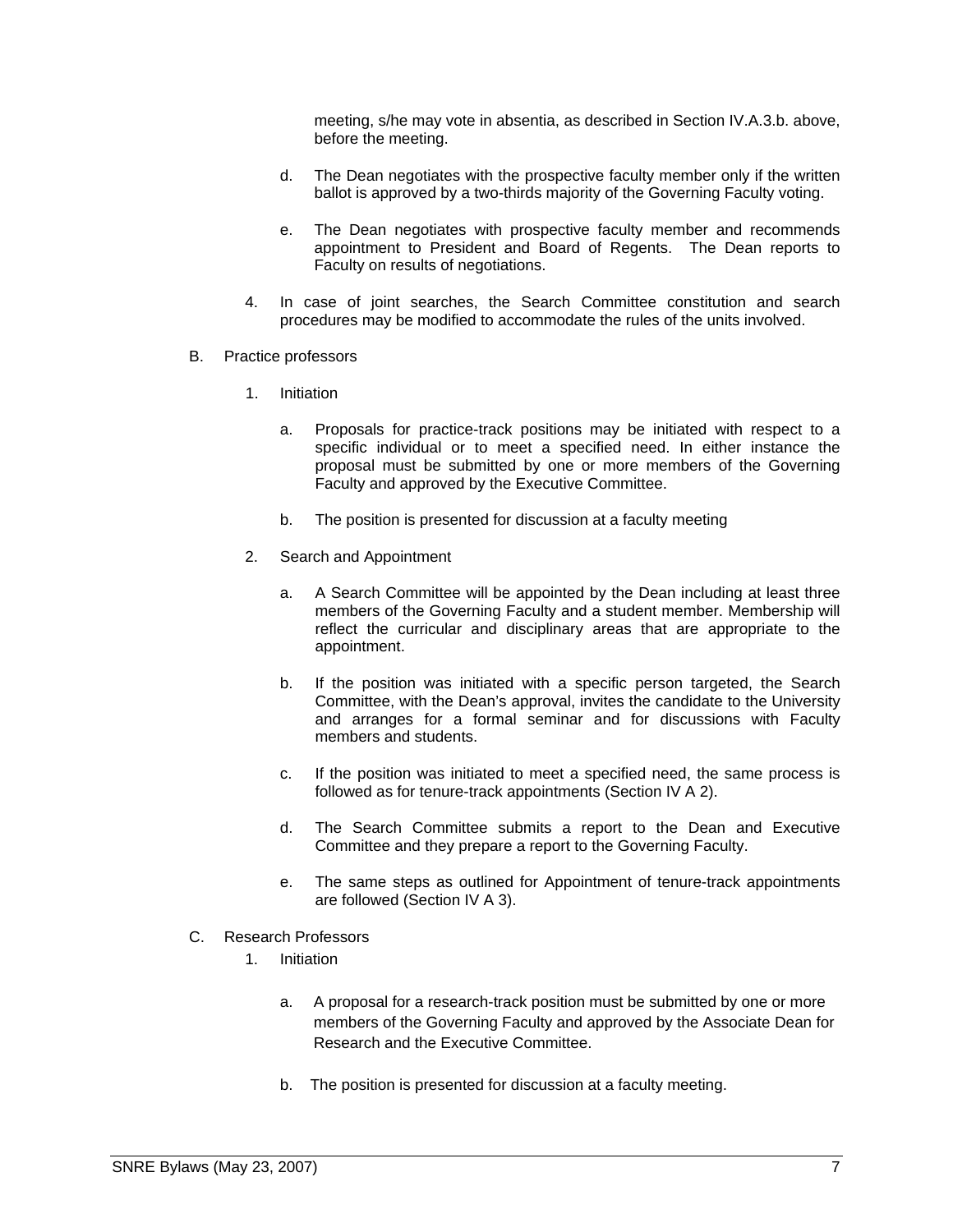meeting, s/he may vote in absentia, as described in Section IV.A.3.b. above, before the meeting.

d. The Dean negotiates with the prospective faculty member only if the written ballot is approved by a two-thirds majority of the Governing Faculty voting.

e. The Dean negotiates with prospective faculty member and recommends appointment to President and Board of Regents. The Dean reports to Faculty on results of negotiations.

4. In case of joint searches, the Search Committee constitution and search procedures may be modified to accommodate the rules of the units involved.

B. Practice professors

1. Initiation

a. Proposals for practice-track positions may be initiated with respect to a specific individual or to meet a specified need. In either instance the proposal must be submitted by one or more members of the Governing Faculty and approved by the Executive Committee.

b. The position is presented for discussion at a faculty meeting

2. Search and Appointment

a. A Search Committee will be appointed by the Dean including at least three members of the Governing Faculty and a student member. Membership will reflect the curricular and disciplinary areas that are appropriate to the appointment.

b. If the position was initiated with a specific person targeted, the Search Committee, with the Dean's approval, invites the candidate to the University and arranges for a formal seminar and for discussions with Faculty members and students.

c. If the position was initiated to meet a specified need, the same process is followed as for tenure-track appointments (Section IV A 2).

d. The Search Committee submits a report to the Dean and Executive Committee and they prepare a report to the Governing Faculty.

e. The same steps as outlined for Appointment of tenure-track appointments are followed (Section IV A 3).

C. Research Professors

1. Initiation

a. A proposal for a research-track position must be submitted by one or more members of the Governing Faculty and approved by the Associate Dean for Research and the Executive Committee.

b. The position is presented for discussion at a faculty meeting.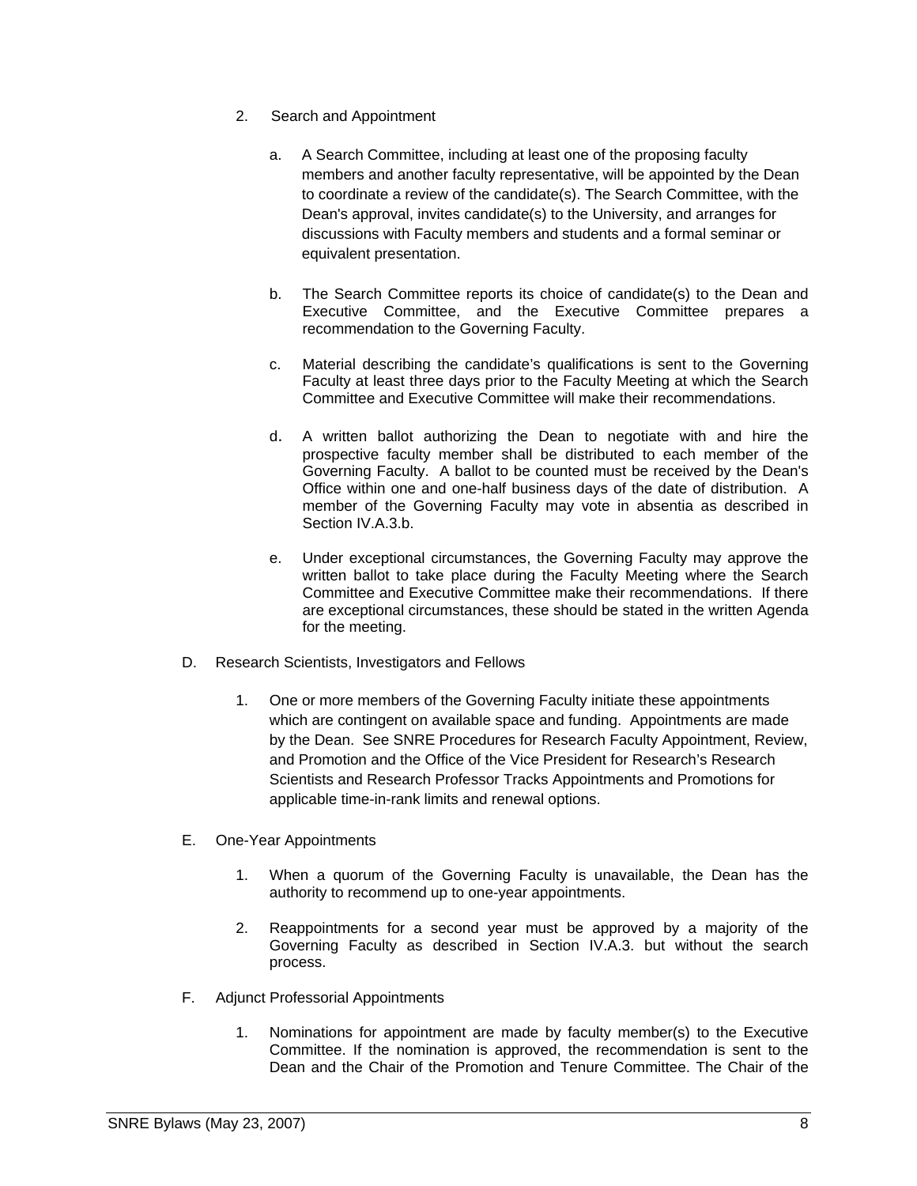2. Search and Appointment

   a. A Search Committee, including at least one of the proposing faculty members and another faculty representative, will be appointed by the Dean to coordinate a review of the candidate(s). The Search Committee, with the Dean's approval, invites candidate(s) to the University, and arranges for discussions with Faculty members and students and a formal seminar or equivalent presentation.

   b. The Search Committee reports its choice of candidate(s) to the Dean and Executive Committee, and the Executive Committee prepares a recommendation to the Governing Faculty.

   c. Material describing the candidate's qualifications is sent to the Governing Faculty at least three days prior to the Faculty Meeting at which the Search Committee and Executive Committee will make their recommendations.

   d. A written ballot authorizing the Dean to negotiate with and hire the prospective faculty member shall be distributed to each member of the Governing Faculty. A ballot to be counted must be received by the Dean's Office within one and one-half business days of the date of distribution. A member of the Governing Faculty may vote in absentia as described in Section IV.A.3.b.

   e. Under exceptional circumstances, the Governing Faculty may approve the written ballot to take place during the Faculty Meeting where the Search Committee and Executive Committee make their recommendations. If there are exceptional circumstances, these should be stated in the written Agenda for the meeting.

D. Research Scientists, Investigators and Fellows

   1. One or more members of the Governing Faculty initiate these appointments which are contingent on available space and funding. Appointments are made by the Dean. See SNRE Procedures for Research Faculty Appointment, Review, and Promotion and the Office of the Vice President for Research's Research Scientists and Research Professor Tracks Appointments and Promotions for applicable time-in-rank limits and renewal options.

E. One-Year Appointments

   1. When a quorum of the Governing Faculty is unavailable, the Dean has the authority to recommend up to one-year appointments.

   2. Reappointments for a second year must be approved by a majority of the Governing Faculty as described in Section IV.A.3. but without the search process.

F. Adjunct Professorial Appointments

   1. Nominations for appointment are made by faculty member(s) to the Executive Committee. If the nomination is approved, the recommendation is sent to the Dean and the Chair of the Promotion and Tenure Committee. The Chair of the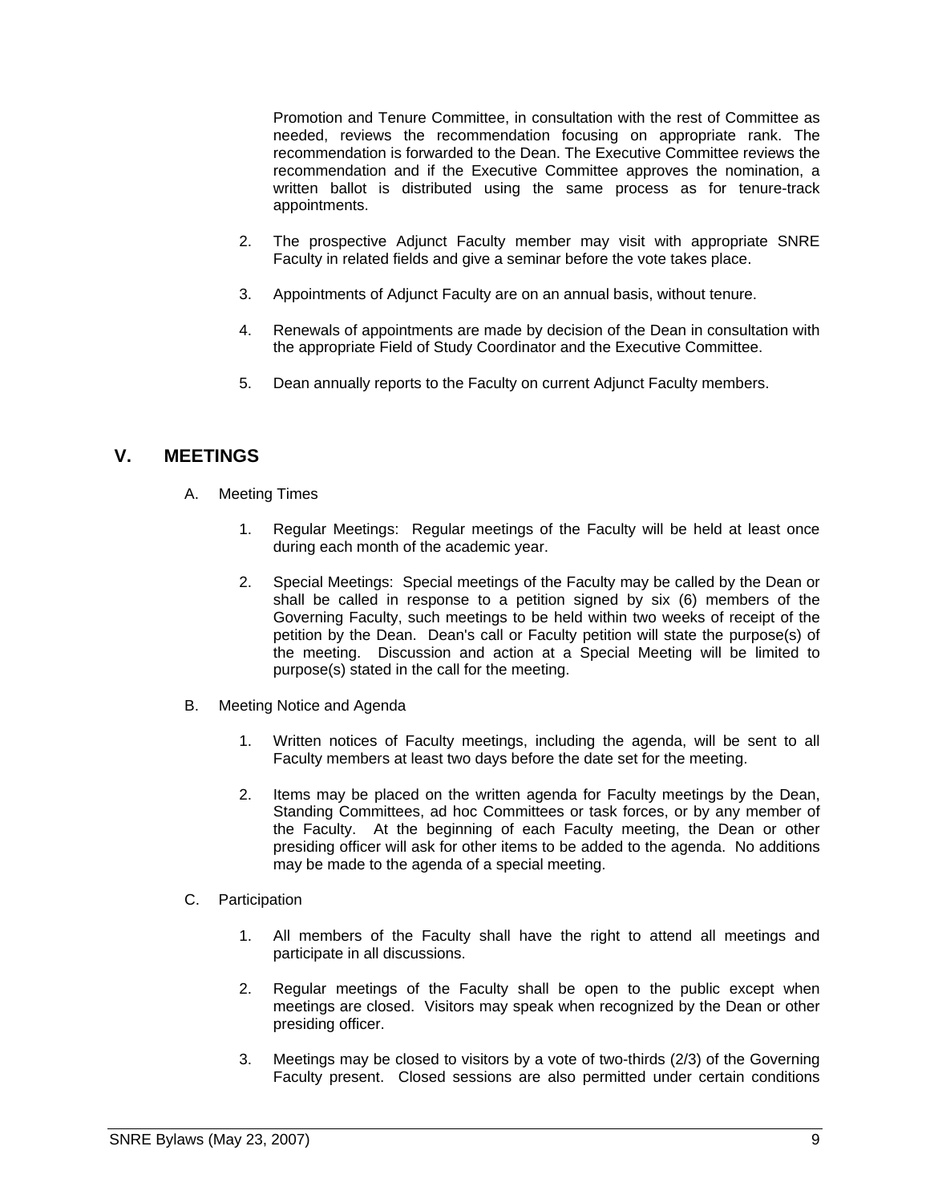Promotion and Tenure Committee, in consultation with the rest of Committee as needed, reviews the recommendation focusing on appropriate rank. The recommendation is forwarded to the Dean. The Executive Committee reviews the recommendation and if the Executive Committee approves the nomination, a written ballot is distributed using the same process as for tenure-track appointments.

2. The prospective Adjunct Faculty member may visit with appropriate SNRE Faculty in related fields and give a seminar before the vote takes place.

3. Appointments of Adjunct Faculty are on an annual basis, without tenure.

4. Renewals of appointments are made by decision of the Dean in consultation with the appropriate Field of Study Coordinator and the Executive Committee.

5. Dean annually reports to the Faculty on current Adjunct Faculty members.

## V. MEETINGS

A. Meeting Times

1. Regular Meetings: Regular meetings of the Faculty will be held at least once during each month of the academic year.

2. Special Meetings: Special meetings of the Faculty may be called by the Dean or shall be called in response to a petition signed by six (6) members of the Governing Faculty, such meetings to be held within two weeks of receipt of the petition by the Dean. Dean's call or Faculty petition will state the purpose(s) of the meeting. Discussion and action at a Special Meeting will be limited to purpose(s) stated in the call for the meeting.

B. Meeting Notice and Agenda

1. Written notices of Faculty meetings, including the agenda, will be sent to all Faculty members at least two days before the date set for the meeting.

2. Items may be placed on the written agenda for Faculty meetings by the Dean, Standing Committees, ad hoc Committees or task forces, or by any member of the Faculty. At the beginning of each Faculty meeting, the Dean or other presiding officer will ask for other items to be added to the agenda. No additions may be made to the agenda of a special meeting.

C. Participation

1. All members of the Faculty shall have the right to attend all meetings and participate in all discussions.

2. Regular meetings of the Faculty shall be open to the public except when meetings are closed. Visitors may speak when recognized by the Dean or other presiding officer.

3. Meetings may be closed to visitors by a vote of two-thirds (2/3) of the Governing Faculty present. Closed sessions are also permitted under certain conditions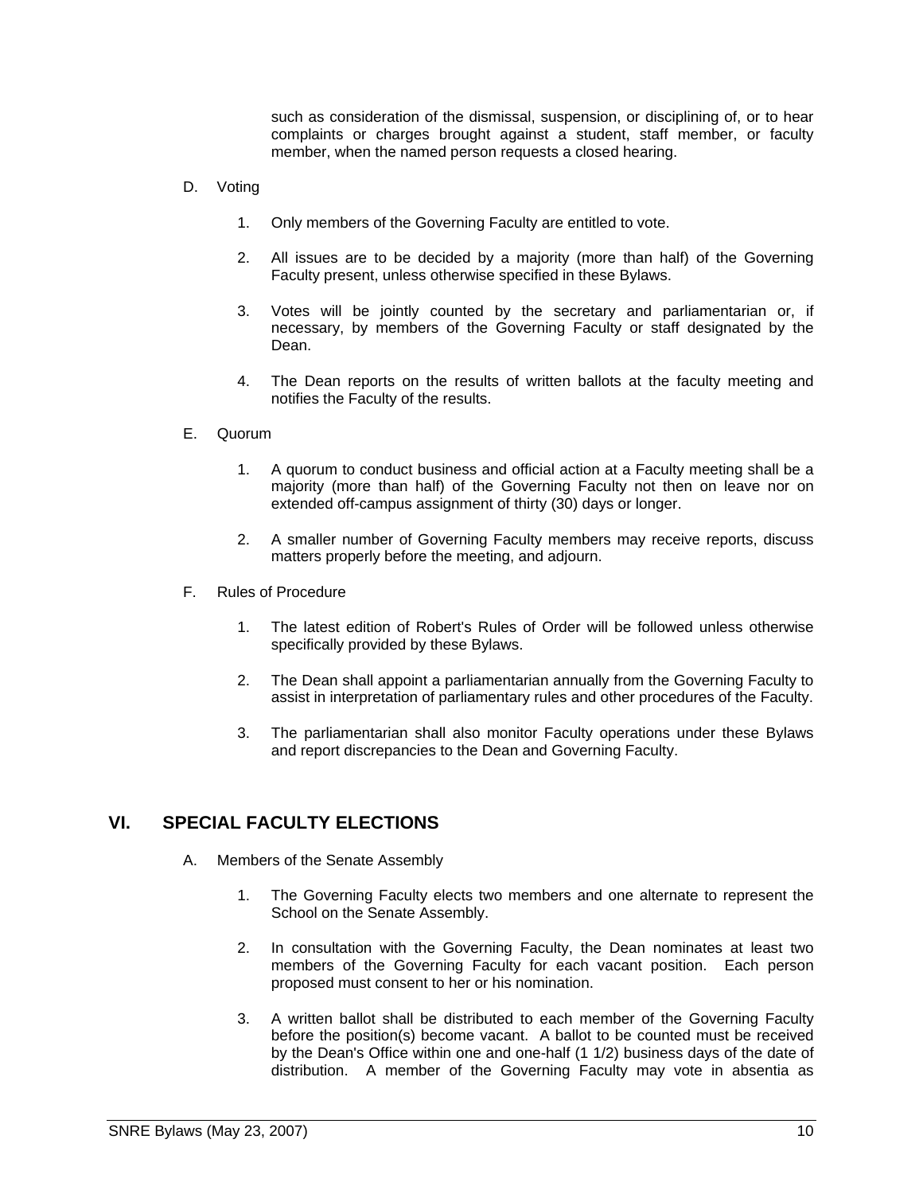such as consideration of the dismissal, suspension, or disciplining of, or to hear complaints or charges brought against a student, staff member, or faculty member, when the named person requests a closed hearing.

D. Voting

1. Only members of the Governing Faculty are entitled to vote.

2. All issues are to be decided by a majority (more than half) of the Governing Faculty present, unless otherwise specified in these Bylaws.

3. Votes will be jointly counted by the secretary and parliamentarian or, if necessary, by members of the Governing Faculty or staff designated by the Dean.

4. The Dean reports on the results of written ballots at the faculty meeting and notifies the Faculty of the results.

E. Quorum

1. A quorum to conduct business and official action at a Faculty meeting shall be a majority (more than half) of the Governing Faculty not then on leave nor on extended off-campus assignment of thirty (30) days or longer.

2. A smaller number of Governing Faculty members may receive reports, discuss matters properly before the meeting, and adjourn.

F. Rules of Procedure

1. The latest edition of Robert's Rules of Order will be followed unless otherwise specifically provided by these Bylaws.

2. The Dean shall appoint a parliamentarian annually from the Governing Faculty to assist in interpretation of parliamentary rules and other procedures of the Faculty.

3. The parliamentarian shall also monitor Faculty operations under these Bylaws and report discrepancies to the Dean and Governing Faculty.

## VI. SPECIAL FACULTY ELECTIONS

A. Members of the Senate Assembly

1. The Governing Faculty elects two members and one alternate to represent the School on the Senate Assembly.

2. In consultation with the Governing Faculty, the Dean nominates at least two members of the Governing Faculty for each vacant position. Each person proposed must consent to her or his nomination.

3. A written ballot shall be distributed to each member of the Governing Faculty before the position(s) become vacant. A ballot to be counted must be received by the Dean's Office within one and one-half (1 1/2) business days of the date of distribution. A member of the Governing Faculty may vote in absentia as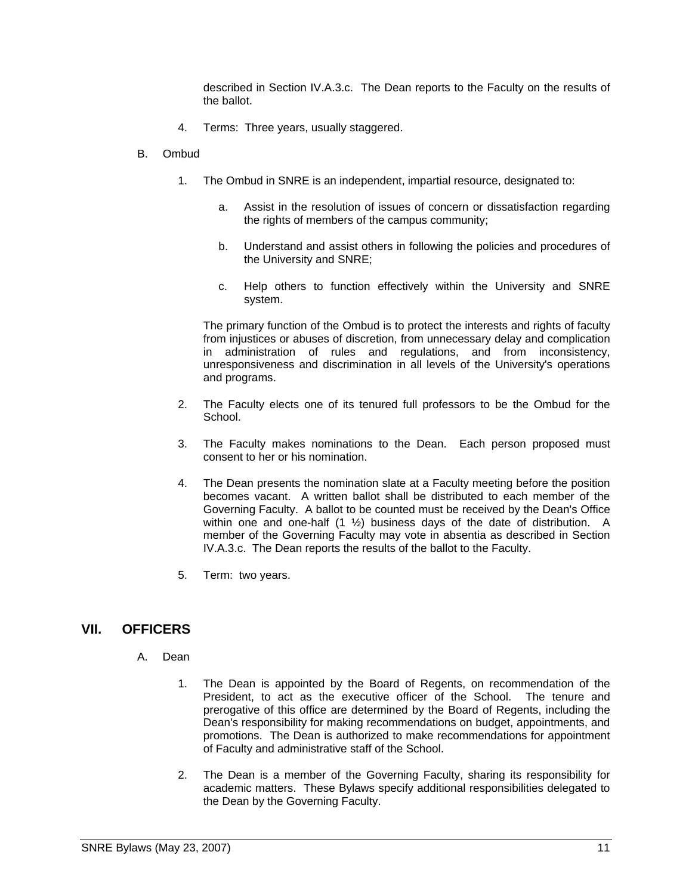described in Section IV.A.3.c. The Dean reports to the Faculty on the results of the ballot.

4. Terms: Three years, usually staggered.

B. Ombud

1. The Ombud in SNRE is an independent, impartial resource, designated to:

   a. Assist in the resolution of issues of concern or dissatisfaction regarding the rights of members of the campus community;

   b. Understand and assist others in following the policies and procedures of the University and SNRE;

   c. Help others to function effectively within the University and SNRE system.

   The primary function of the Ombud is to protect the interests and rights of faculty from injustices or abuses of discretion, from unnecessary delay and complication in administration of rules and regulations, and from inconsistency, unresponsiveness and discrimination in all levels of the University's operations and programs.

2. The Faculty elects one of its tenured full professors to be the Ombud for the School.

3. The Faculty makes nominations to the Dean. Each person proposed must consent to her or his nomination.

4. The Dean presents the nomination slate at a Faculty meeting before the position becomes vacant. A written ballot shall be distributed to each member of the Governing Faculty. A ballot to be counted must be received by the Dean's Office within one and one-half (1 ½) business days of the date of distribution. A member of the Governing Faculty may vote in absentia as described in Section IV.A.3.c. The Dean reports the results of the ballot to the Faculty.

5. Term: two years.

## VII. OFFICERS

A. Dean

1. The Dean is appointed by the Board of Regents, on recommendation of the President, to act as the executive officer of the School. The tenure and prerogative of this office are determined by the Board of Regents, including the Dean's responsibility for making recommendations on budget, appointments, and promotions. The Dean is authorized to make recommendations for appointment of Faculty and administrative staff of the School.

2. The Dean is a member of the Governing Faculty, sharing its responsibility for academic matters. These Bylaws specify additional responsibilities delegated to the Dean by the Governing Faculty.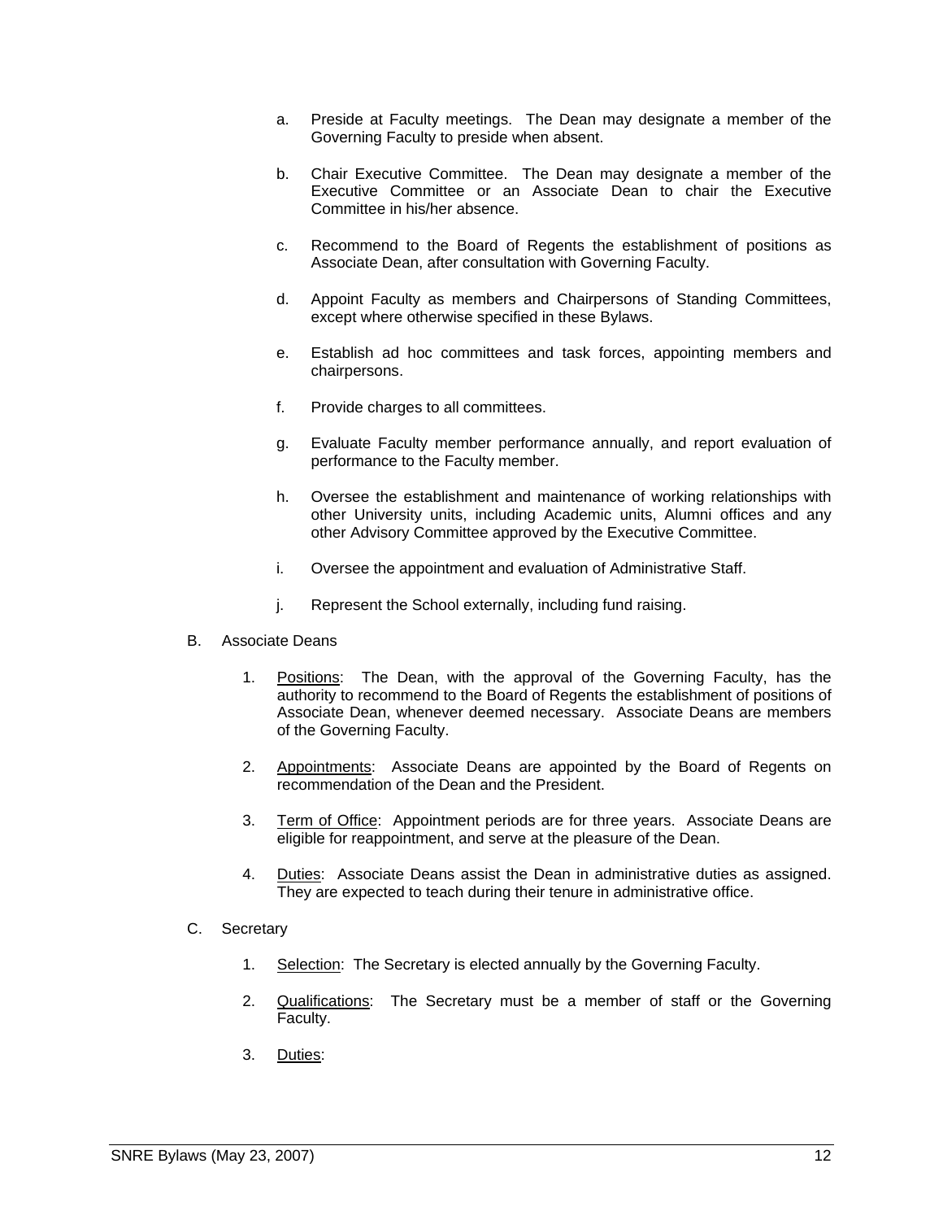a. Preside at Faculty meetings. The Dean may designate a member of the Governing Faculty to preside when absent.

b. Chair Executive Committee. The Dean may designate a member of the Executive Committee or an Associate Dean to chair the Executive Committee in his/her absence.

c. Recommend to the Board of Regents the establishment of positions as Associate Dean, after consultation with Governing Faculty.

d. Appoint Faculty as members and Chairpersons of Standing Committees, except where otherwise specified in these Bylaws.

e. Establish ad hoc committees and task forces, appointing members and chairpersons.

f. Provide charges to all committees.

g. Evaluate Faculty member performance annually, and report evaluation of performance to the Faculty member.

h. Oversee the establishment and maintenance of working relationships with other University units, including Academic units, Alumni offices and any other Advisory Committee approved by the Executive Committee.

i. Oversee the appointment and evaluation of Administrative Staff.

j. Represent the School externally, including fund raising.

B. Associate Deans

1. Positions: The Dean, with the approval of the Governing Faculty, has the authority to recommend to the Board of Regents the establishment of positions of Associate Dean, whenever deemed necessary. Associate Deans are members of the Governing Faculty.

2. Appointments: Associate Deans are appointed by the Board of Regents on recommendation of the Dean and the President.

3. Term of Office: Appointment periods are for three years. Associate Deans are eligible for reappointment, and serve at the pleasure of the Dean.

4. Duties: Associate Deans assist the Dean in administrative duties as assigned. They are expected to teach during their tenure in administrative office.

C. Secretary

1. Selection: The Secretary is elected annually by the Governing Faculty.

2. Qualifications: The Secretary must be a member of staff or the Governing Faculty.

3. Duties: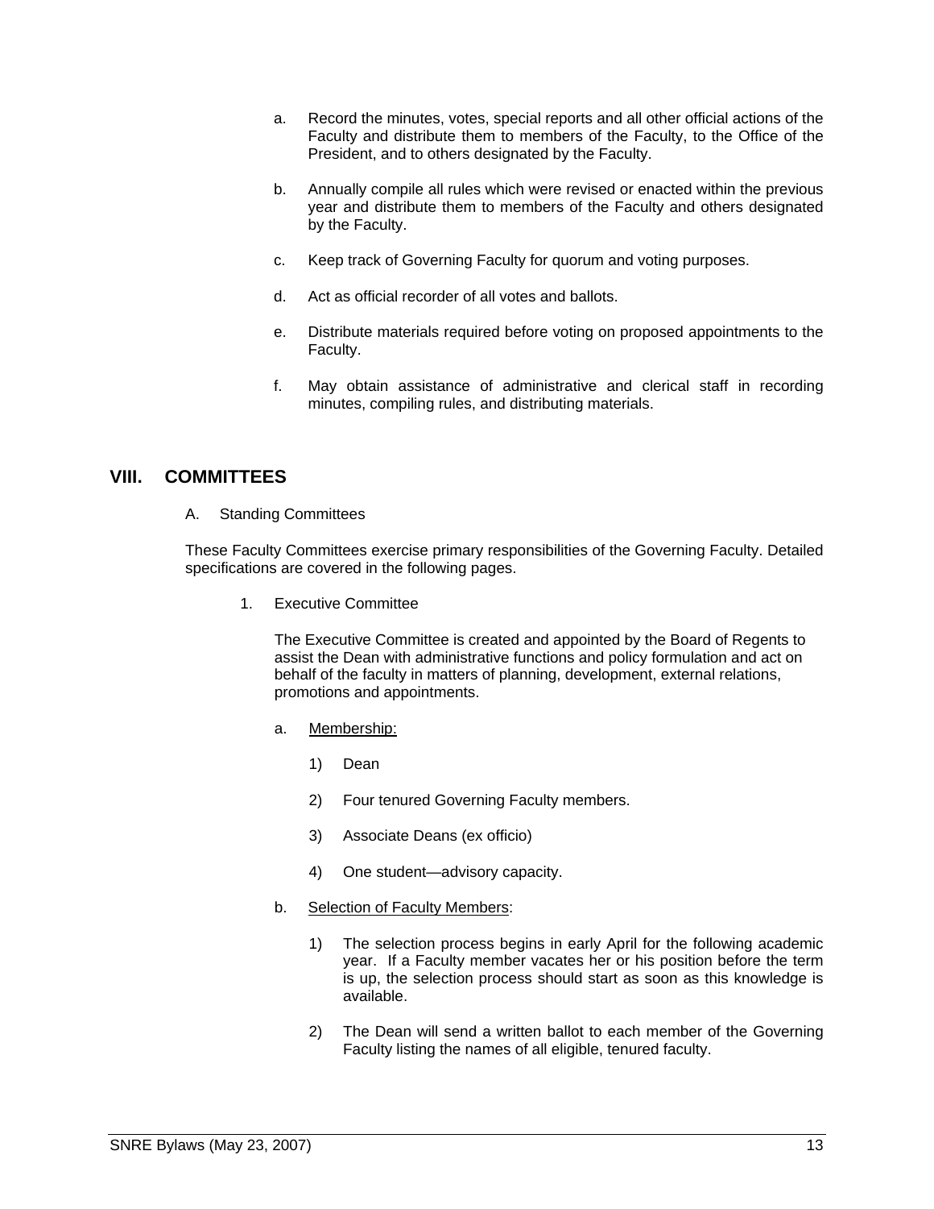a. Record the minutes, votes, special reports and all other official actions of the Faculty and distribute them to members of the Faculty, to the Office of the President, and to others designated by the Faculty.

b. Annually compile all rules which were revised or enacted within the previous year and distribute them to members of the Faculty and others designated by the Faculty.

c. Keep track of Governing Faculty for quorum and voting purposes.

d. Act as official recorder of all votes and ballots.

e. Distribute materials required before voting on proposed appointments to the Faculty.

f. May obtain assistance of administrative and clerical staff in recording minutes, compiling rules, and distributing materials.

## VIII. COMMITTEES

A. Standing Committees

These Faculty Committees exercise primary responsibilities of the Governing Faculty. Detailed specifications are covered in the following pages.

1. Executive Committee

The Executive Committee is created and appointed by the Board of Regents to assist the Dean with administrative functions and policy formulation and act on behalf of the faculty in matters of planning, development, external relations, promotions and appointments.

a. Membership:

1) Dean

2) Four tenured Governing Faculty members.

3) Associate Deans (ex officio)

4) One student—advisory capacity.

b. Selection of Faculty Members:

1) The selection process begins in early April for the following academic year. If a Faculty member vacates her or his position before the term is up, the selection process should start as soon as this knowledge is available.

2) The Dean will send a written ballot to each member of the Governing Faculty listing the names of all eligible, tenured faculty.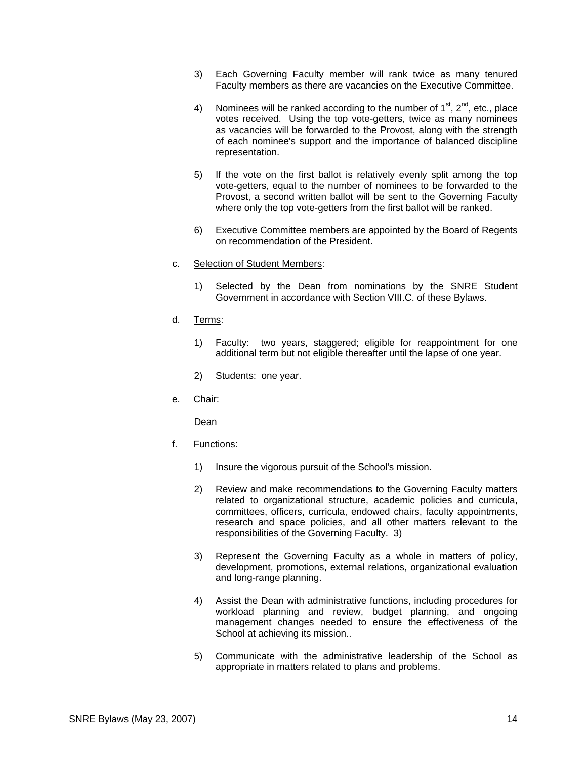3) Each Governing Faculty member will rank twice as many tenured Faculty members as there are vacancies on the Executive Committee.

4) Nominees will be ranked according to the number of 1st, 2nd, etc., place votes received. Using the top vote-getters, twice as many nominees as vacancies will be forwarded to the Provost, along with the strength of each nominee's support and the importance of balanced discipline representation.

5) If the vote on the first ballot is relatively evenly split among the top vote-getters, equal to the number of nominees to be forwarded to the Provost, a second written ballot will be sent to the Governing Faculty where only the top vote-getters from the first ballot will be ranked.

6) Executive Committee members are appointed by the Board of Regents on recommendation of the President.

c. Selection of Student Members:

1) Selected by the Dean from nominations by the SNRE Student Government in accordance with Section VIII.C. of these Bylaws.

d. Terms:

1) Faculty: two years, staggered; eligible for reappointment for one additional term but not eligible thereafter until the lapse of one year.

2) Students: one year.

e. Chair:

Dean

f. Functions:

1) Insure the vigorous pursuit of the School's mission.

2) Review and make recommendations to the Governing Faculty matters related to organizational structure, academic policies and curricula, committees, officers, curricula, endowed chairs, faculty appointments, research and space policies, and all other matters relevant to the responsibilities of the Governing Faculty. 3)

3) Represent the Governing Faculty as a whole in matters of policy, development, promotions, external relations, organizational evaluation and long-range planning.

4) Assist the Dean with administrative functions, including procedures for workload planning and review, budget planning, and ongoing management changes needed to ensure the effectiveness of the School at achieving its mission..

5) Communicate with the administrative leadership of the School as appropriate in matters related to plans and problems.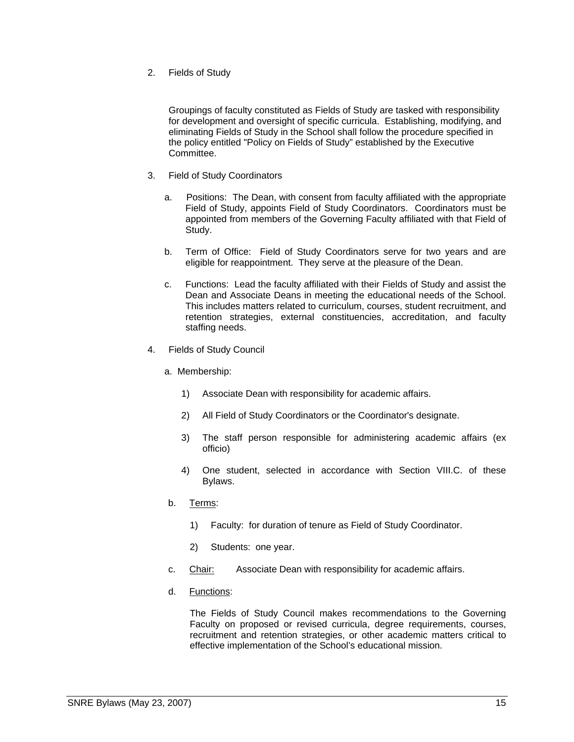2. Fields of Study

   Groupings of faculty constituted as Fields of Study are tasked with responsibility for development and oversight of specific curricula. Establishing, modifying, and eliminating Fields of Study in the School shall follow the procedure specified in the policy entitled "Policy on Fields of Study" established by the Executive Committee.

3. Field of Study Coordinators

   a. Positions: The Dean, with consent from faculty affiliated with the appropriate Field of Study, appoints Field of Study Coordinators. Coordinators must be appointed from members of the Governing Faculty affiliated with that Field of Study.

   b. Term of Office: Field of Study Coordinators serve for two years and are eligible for reappointment. They serve at the pleasure of the Dean.

   c. Functions: Lead the faculty affiliated with their Fields of Study and assist the Dean and Associate Deans in meeting the educational needs of the School. This includes matters related to curriculum, courses, student recruitment, and retention strategies, external constituencies, accreditation, and faculty staffing needs.

4. Fields of Study Council

   a. Membership:

      1) Associate Dean with responsibility for academic affairs.

      2) All Field of Study Coordinators or the Coordinator's designate.

      3) The staff person responsible for administering academic affairs (ex officio)

      4) One student, selected in accordance with Section VIII.C. of these Bylaws.

   b. <u>Terms</u>:

      1) Faculty: for duration of tenure as Field of Study Coordinator.

      2) Students: one year.

   c. <u>Chair:</u> Associate Dean with responsibility for academic affairs.

   d. <u>Functions</u>:

      The Fields of Study Council makes recommendations to the Governing Faculty on proposed or revised curricula, degree requirements, courses, recruitment and retention strategies, or other academic matters critical to effective implementation of the School's educational mission.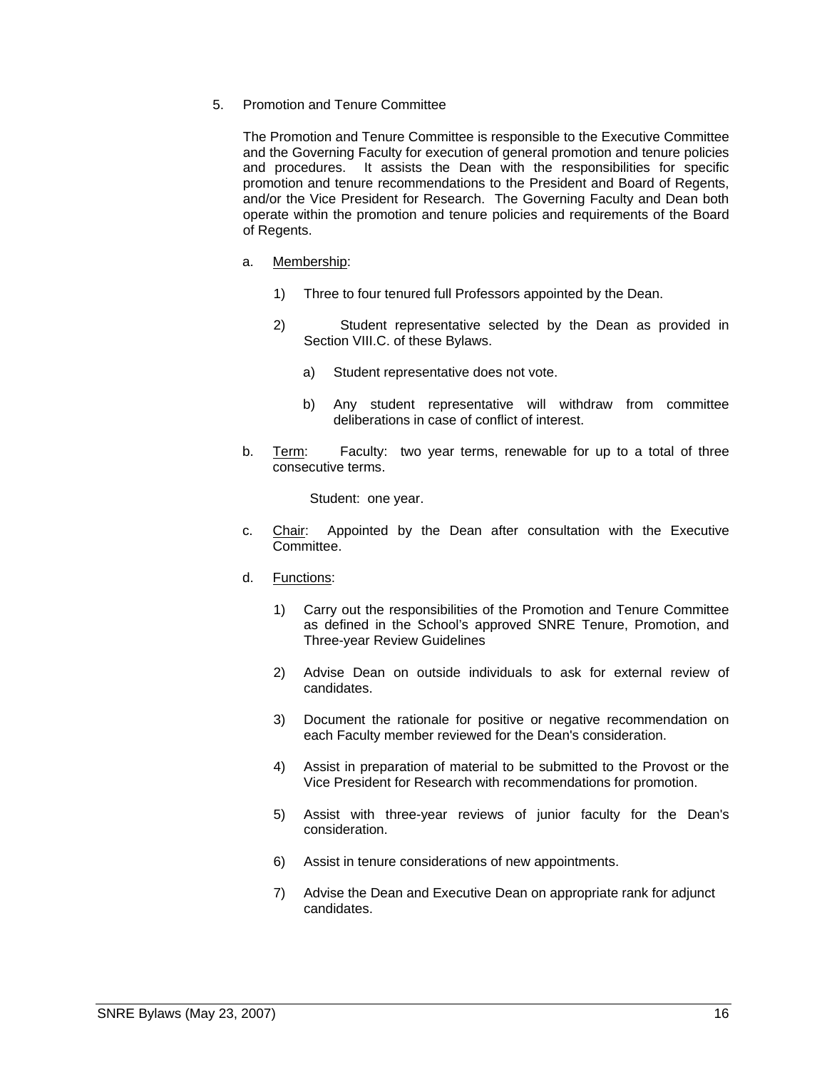5. Promotion and Tenure Committee

   The Promotion and Tenure Committee is responsible to the Executive Committee and the Governing Faculty for execution of general promotion and tenure policies and procedures. It assists the Dean with the responsibilities for specific promotion and tenure recommendations to the President and Board of Regents, and/or the Vice President for Research. The Governing Faculty and Dean both operate within the promotion and tenure policies and requirements of the Board of Regents.

   a. Membership:

      1) Three to four tenured full Professors appointed by the Dean.

      2) Student representative selected by the Dean as provided in Section VIII.C. of these Bylaws.

         a) Student representative does not vote.

         b) Any student representative will withdraw from committee deliberations in case of conflict of interest.

   b. Term: Faculty: two year terms, renewable for up to a total of three consecutive terms.

      Student: one year.

   c. Chair: Appointed by the Dean after consultation with the Executive Committee.

   d. Functions:

      1) Carry out the responsibilities of the Promotion and Tenure Committee as defined in the School's approved SNRE Tenure, Promotion, and Three-year Review Guidelines

      2) Advise Dean on outside individuals to ask for external review of candidates.

      3) Document the rationale for positive or negative recommendation on each Faculty member reviewed for the Dean's consideration.

      4) Assist in preparation of material to be submitted to the Provost or the Vice President for Research with recommendations for promotion.

      5) Assist with three-year reviews of junior faculty for the Dean's consideration.

      6) Assist in tenure considerations of new appointments.

      7) Advise the Dean and Executive Dean on appropriate rank for adjunct candidates.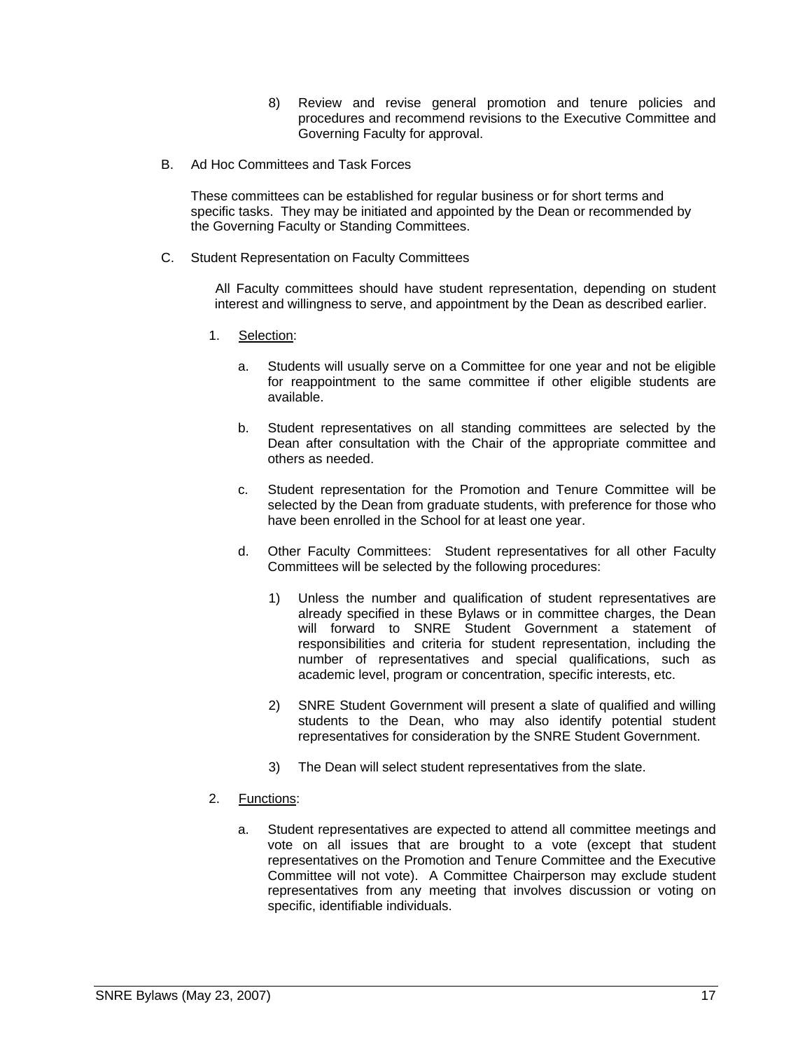8) Review and revise general promotion and tenure policies and procedures and recommend revisions to the Executive Committee and Governing Faculty for approval.

B. Ad Hoc Committees and Task Forces

These committees can be established for regular business or for short terms and specific tasks. They may be initiated and appointed by the Dean or recommended by the Governing Faculty or Standing Committees.

C. Student Representation on Faculty Committees

All Faculty committees should have student representation, depending on student interest and willingness to serve, and appointment by the Dean as described earlier.

1. <u>Selection</u>:

   a. Students will usually serve on a Committee for one year and not be eligible for reappointment to the same committee if other eligible students are available.

   b. Student representatives on all standing committees are selected by the Dean after consultation with the Chair of the appropriate committee and others as needed.

   c. Student representation for the Promotion and Tenure Committee will be selected by the Dean from graduate students, with preference for those who have been enrolled in the School for at least one year.

   d. Other Faculty Committees: Student representatives for all other Faculty Committees will be selected by the following procedures:

      1) Unless the number and qualification of student representatives are already specified in these Bylaws or in committee charges, the Dean will forward to SNRE Student Government a statement of responsibilities and criteria for student representation, including the number of representatives and special qualifications, such as academic level, program or concentration, specific interests, etc.

      2) SNRE Student Government will present a slate of qualified and willing students to the Dean, who may also identify potential student representatives for consideration by the SNRE Student Government.

      3) The Dean will select student representatives from the slate.

2. <u>Functions</u>:

   a. Student representatives are expected to attend all committee meetings and vote on all issues that are brought to a vote (except that student representatives on the Promotion and Tenure Committee and the Executive Committee will not vote). A Committee Chairperson may exclude student representatives from any meeting that involves discussion or voting on specific, identifiable individuals.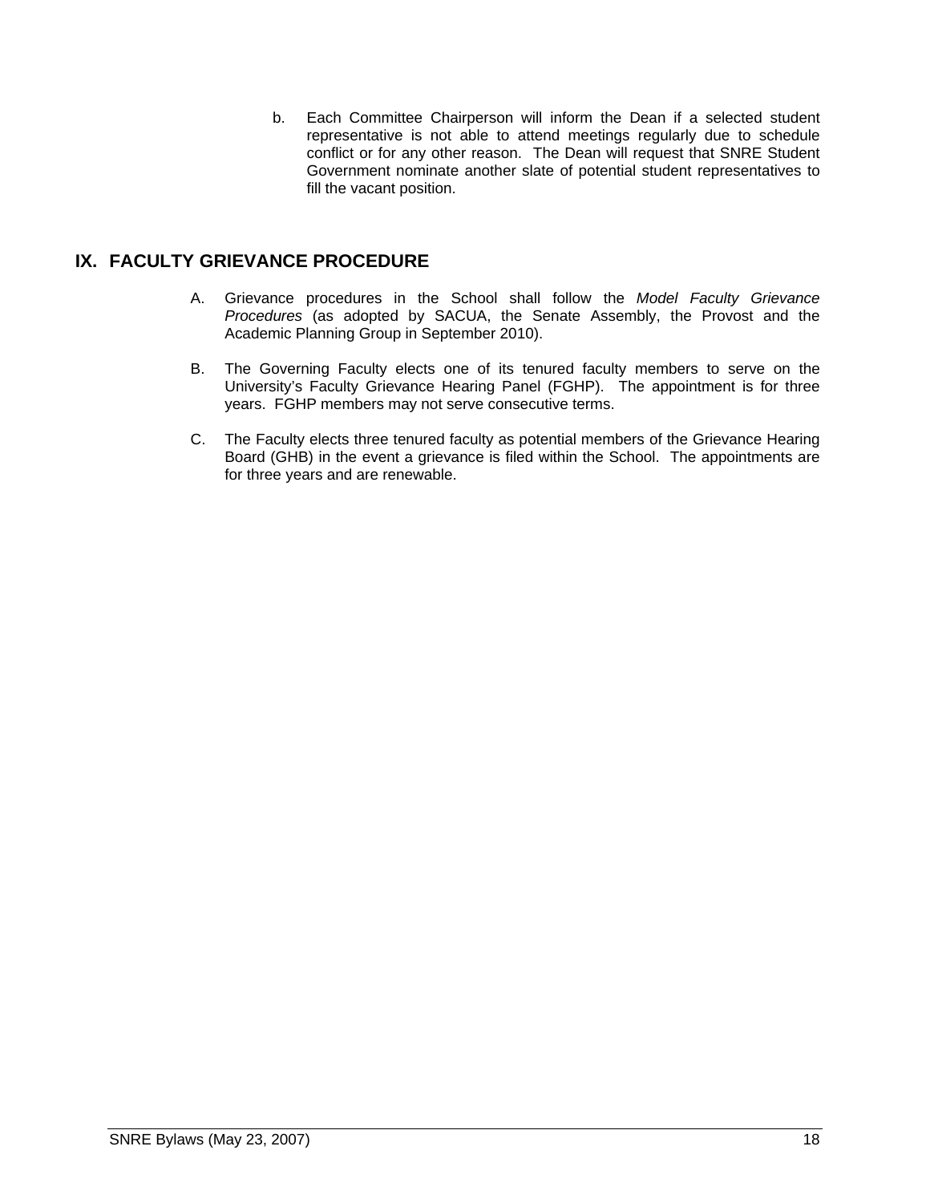b. Each Committee Chairperson will inform the Dean if a selected student representative is not able to attend meetings regularly due to schedule conflict or for any other reason. The Dean will request that SNRE Student Government nominate another slate of potential student representatives to fill the vacant position.

## IX. FACULTY GRIEVANCE PROCEDURE

A. Grievance procedures in the School shall follow the *Model Faculty Grievance Procedures* (as adopted by SACUA, the Senate Assembly, the Provost and the Academic Planning Group in September 2010).

B. The Governing Faculty elects one of its tenured faculty members to serve on the University's Faculty Grievance Hearing Panel (FGHP). The appointment is for three years. FGHP members may not serve consecutive terms.

C. The Faculty elects three tenured faculty as potential members of the Grievance Hearing Board (GHB) in the event a grievance is filed within the School. The appointments are for three years and are renewable.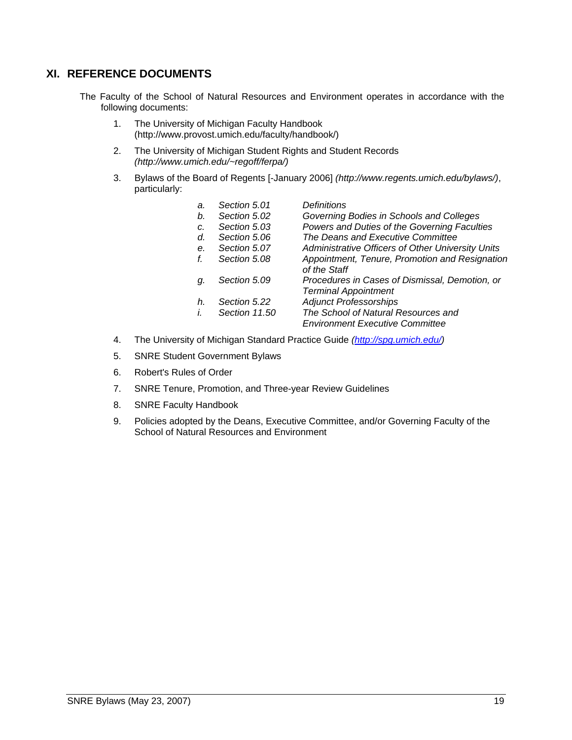## XI. REFERENCE DOCUMENTS

The Faculty of the School of Natural Resources and Environment operates in accordance with the following documents:

1. The University of Michigan Faculty Handbook (http://www.provost.umich.edu/faculty/handbook/)
2. The University of Michigan Student Rights and Student Records *(http://www.umich.edu/~regoff/ferpa/)*
3. Bylaws of the Board of Regents [-January 2006] *(http://www.regents.umich.edu/bylaws/)*, particularly:

| | | |
|---|---|---|
| *a.* | *Section 5.01* | *Definitions* |
| *b.* | *Section 5.02* | *Governing Bodies in Schools and Colleges* |
| *c.* | *Section 5.03* | *Powers and Duties of the Governing Faculties* |
| *d.* | *Section 5.06* | *The Deans and Executive Committee* |
| *e.* | *Section 5.07* | *Administrative Officers of Other University Units* |
| *f.* | *Section 5.08* | *Appointment, Tenure, Promotion and Resignation of the Staff* |
| *g.* | *Section 5.09* | *Procedures in Cases of Dismissal, Demotion, or Terminal Appointment* |
| *h.* | *Section 5.22* | *Adjunct Professorships* |
| *i.* | *Section 11.50* | *The School of Natural Resources and Environment Executive Committee* |

4. The University of Michigan Standard Practice Guide *(http://spg.umich.edu/)*
5. SNRE Student Government Bylaws
6. Robert's Rules of Order
7. SNRE Tenure, Promotion, and Three-year Review Guidelines
8. SNRE Faculty Handbook
9. Policies adopted by the Deans, Executive Committee, and/or Governing Faculty of the School of Natural Resources and Environment